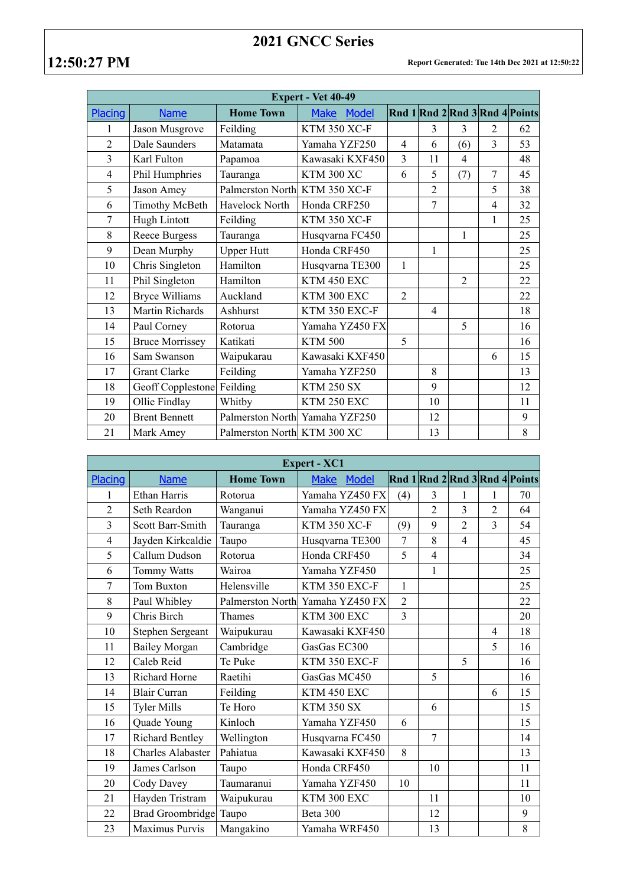# 2021 GNCC Series

**12:50:27 PM**

**Report Generated: Tue 14th Dec 2021 at 12:50:22**

| Expert - Vet 40-49 | | | | | | | | |
|---|---|---|---|---|---|---|---|---|
| Placing | Name | Home Town | Make Model | Rnd 1 | Rnd 2 | Rnd 3 | Rnd 4 | Points |
| 1 | Jason Musgrove | Feilding | KTM 350 XC-F | | 3 | 3 | 2 | 62 |
| 2 | Dale Saunders | Matamata | Yamaha YZF250 | 4 | 6 | (6) | 3 | 53 |
| 3 | Karl Fulton | Papamoa | Kawasaki KXF450 | 3 | 11 | 4 | | 48 |
| 4 | Phil Humphries | Tauranga | KTM 300 XC | 6 | 5 | (7) | 7 | 45 |
| 5 | Jason Amey | Palmerston North | KTM 350 XC-F | | 2 | | 5 | 38 |
| 6 | Timothy McBeth | Havelock North | Honda CRF250 | | 7 | | 4 | 32 |
| 7 | Hugh Lintott | Feilding | KTM 350 XC-F | | | | 1 | 25 |
| 8 | Reece Burgess | Tauranga | Husqvarna FC450 | | | 1 | | 25 |
| 9 | Dean Murphy | Upper Hutt | Honda CRF450 | | 1 | | | 25 |
| 10 | Chris Singleton | Hamilton | Husqvarna TE300 | 1 | | | | 25 |
| 11 | Phil Singleton | Hamilton | KTM 450 EXC | | | 2 | | 22 |
| 12 | Bryce Williams | Auckland | KTM 300 EXC | 2 | | | | 22 |
| 13 | Martin Richards | Ashhurst | KTM 350 EXC-F | | 4 | | | 18 |
| 14 | Paul Corney | Rotorua | Yamaha YZ450 FX | | | 5 | | 16 |
| 15 | Bruce Morrissey | Katikati | KTM 500 | 5 | | | | 16 |
| 16 | Sam Swanson | Waipukarau | Kawasaki KXF450 | | | | 6 | 15 |
| 17 | Grant Clarke | Feilding | Yamaha YZF250 | | 8 | | | 13 |
| 18 | Geoff Copplestone | Feilding | KTM 250 SX | | 9 | | | 12 |
| 19 | Ollie Findlay | Whitby | KTM 250 EXC | | 10 | | | 11 |
| 20 | Brent Bennett | Palmerston North | Yamaha YZF250 | | 12 | | | 9 |
| 21 | Mark Amey | Palmerston North | KTM 300 XC | | 13 | | | 8 |

| Expert - XC1 | | | | | | | | |
|---|---|---|---|---|---|---|---|---|
| Placing | Name | Home Town | Make Model | Rnd 1 | Rnd 2 | Rnd 3 | Rnd 4 | Points |
| 1 | Ethan Harris | Rotorua | Yamaha YZ450 FX | (4) | 3 | 1 | 1 | 70 |
| 2 | Seth Reardon | Wanganui | Yamaha YZ450 FX | | 2 | 3 | 2 | 64 |
| 3 | Scott Barr-Smith | Tauranga | KTM 350 XC-F | (9) | 9 | 2 | 3 | 54 |
| 4 | Jayden Kirkcaldie | Taupo | Husqvarna TE300 | 7 | 8 | 4 | | 45 |
| 5 | Callum Dudson | Rotorua | Honda CRF450 | 5 | 4 | | | 34 |
| 6 | Tommy Watts | Wairoa | Yamaha YZF450 | | 1 | | | 25 |
| 7 | Tom Buxton | Helensville | KTM 350 EXC-F | 1 | | | | 25 |
| 8 | Paul Whibley | Palmerston North | Yamaha YZ450 FX | 2 | | | | 22 |
| 9 | Chris Birch | Thames | KTM 300 EXC | 3 | | | | 20 |
| 10 | Stephen Sergeant | Waipukurau | Kawasaki KXF450 | | | | 4 | 18 |
| 11 | Bailey Morgan | Cambridge | GasGas EC300 | | | | 5 | 16 |
| 12 | Caleb Reid | Te Puke | KTM 350 EXC-F | | | 5 | | 16 |
| 13 | Richard Horne | Raetihi | GasGas MC450 | | 5 | | | 16 |
| 14 | Blair Curran | Feilding | KTM 450 EXC | | | | 6 | 15 |
| 15 | Tyler Mills | Te Horo | KTM 350 SX | | 6 | | | 15 |
| 16 | Quade Young | Kinloch | Yamaha YZF450 | 6 | | | | 15 |
| 17 | Richard Bentley | Wellington | Husqvarna FC450 | | 7 | | | 14 |
| 18 | Charles Alabaster | Pahiatua | Kawasaki KXF450 | 8 | | | | 13 |
| 19 | James Carlson | Taupo | Honda CRF450 | | 10 | | | 11 |
| 20 | Cody Davey | Taumaranui | Yamaha YZF450 | 10 | | | | 11 |
| 21 | Hayden Tristram | Waipukurau | KTM 300 EXC | | 11 | | | 10 |
| 22 | Brad Groombridge | Taupo | Beta 300 | | 12 | | | 9 |
| 23 | Maximus Purvis | Mangakino | Yamaha WRF450 | | 13 | | | 8 |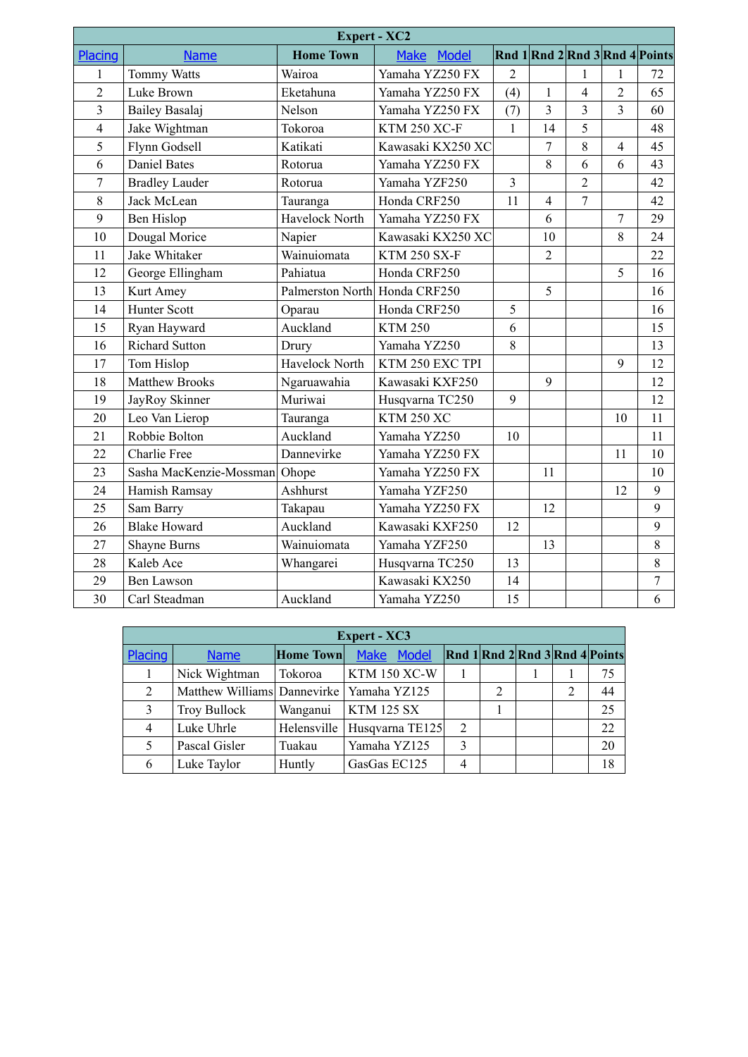| Expert - XC2 | | | | | | | | |
|---|---|---|---|---|---|---|---|---|
| Placing | Name | Home Town | Make Model | Rnd 1 | Rnd 2 | Rnd 3 | Rnd 4 | Points |
| 1 | Tommy Watts | Wairoa | Yamaha YZ250 FX | 2 | | 1 | 1 | 72 |
| 2 | Luke Brown | Eketahuna | Yamaha YZ250 FX | (4) | 1 | 4 | 2 | 65 |
| 3 | Bailey Basalaj | Nelson | Yamaha YZ250 FX | (7) | 3 | 3 | 3 | 60 |
| 4 | Jake Wightman | Tokoroa | KTM 250 XC-F | 1 | 14 | 5 | | 48 |
| 5 | Flynn Godsell | Katikati | Kawasaki KX250 XC | | 7 | 8 | 4 | 45 |
| 6 | Daniel Bates | Rotorua | Yamaha YZ250 FX | | 8 | 6 | 6 | 43 |
| 7 | Bradley Lauder | Rotorua | Yamaha YZF250 | 3 | | 2 | | 42 |
| 8 | Jack McLean | Tauranga | Honda CRF250 | 11 | 4 | 7 | | 42 |
| 9 | Ben Hislop | Havelock North | Yamaha YZ250 FX | | 6 | | 7 | 29 |
| 10 | Dougal Morice | Napier | Kawasaki KX250 XC | | 10 | | 8 | 24 |
| 11 | Jake Whitaker | Wainuiomata | KTM 250 SX-F | | 2 | | | 22 |
| 12 | George Ellingham | Pahiatua | Honda CRF250 | | | | 5 | 16 |
| 13 | Kurt Amey | Palmerston North | Honda CRF250 | | 5 | | | 16 |
| 14 | Hunter Scott | Oparau | Honda CRF250 | 5 | | | | 16 |
| 15 | Ryan Hayward | Auckland | KTM 250 | 6 | | | | 15 |
| 16 | Richard Sutton | Drury | Yamaha YZ250 | 8 | | | | 13 |
| 17 | Tom Hislop | Havelock North | KTM 250 EXC TPI | | | | 9 | 12 |
| 18 | Matthew Brooks | Ngaruawahia | Kawasaki KXF250 | | 9 | | | 12 |
| 19 | JayRoy Skinner | Muriwai | Husqvarna TC250 | 9 | | | | 12 |
| 20 | Leo Van Lierop | Tauranga | KTM 250 XC | | | | 10 | 11 |
| 21 | Robbie Bolton | Auckland | Yamaha YZ250 | 10 | | | | 11 |
| 22 | Charlie Free | Dannevirke | Yamaha YZ250 FX | | | | 11 | 10 |
| 23 | Sasha MacKenzie-Mossman | Ohope | Yamaha YZ250 FX | | 11 | | | 10 |
| 24 | Hamish Ramsay | Ashhurst | Yamaha YZF250 | | | | 12 | 9 |
| 25 | Sam Barry | Takapau | Yamaha YZ250 FX | | 12 | | | 9 |
| 26 | Blake Howard | Auckland | Kawasaki KXF250 | 12 | | | | 9 |
| 27 | Shayne Burns | Wainuiomata | Yamaha YZF250 | | 13 | | | 8 |
| 28 | Kaleb Ace | Whangarei | Husqvarna TC250 | 13 | | | | 8 |
| 29 | Ben Lawson | | Kawasaki KX250 | 14 | | | | 7 |
| 30 | Carl Steadman | Auckland | Yamaha YZ250 | 15 | | | | 6 |

| Expert - XC3 | | | | | | | | |
|---|---|---|---|---|---|---|---|---|
| Placing | Name | Home Town | Make Model | Rnd 1 | Rnd 2 | Rnd 3 | Rnd 4 | Points |
| 1 | Nick Wightman | Tokoroa | KTM 150 XC-W | 1 | | 1 | 1 | 75 |
| 2 | Matthew Williams | Dannevirke | Yamaha YZ125 | | 2 | | 2 | 44 |
| 3 | Troy Bullock | Wanganui | KTM 125 SX | | 1 | | | 25 |
| 4 | Luke Uhrle | Helensville | Husqvarna TE125 | 2 | | | | 22 |
| 5 | Pascal Gisler | Tuakau | Yamaha YZ125 | 3 | | | | 20 |
| 6 | Luke Taylor | Huntly | GasGas EC125 | 4 | | | | 18 |